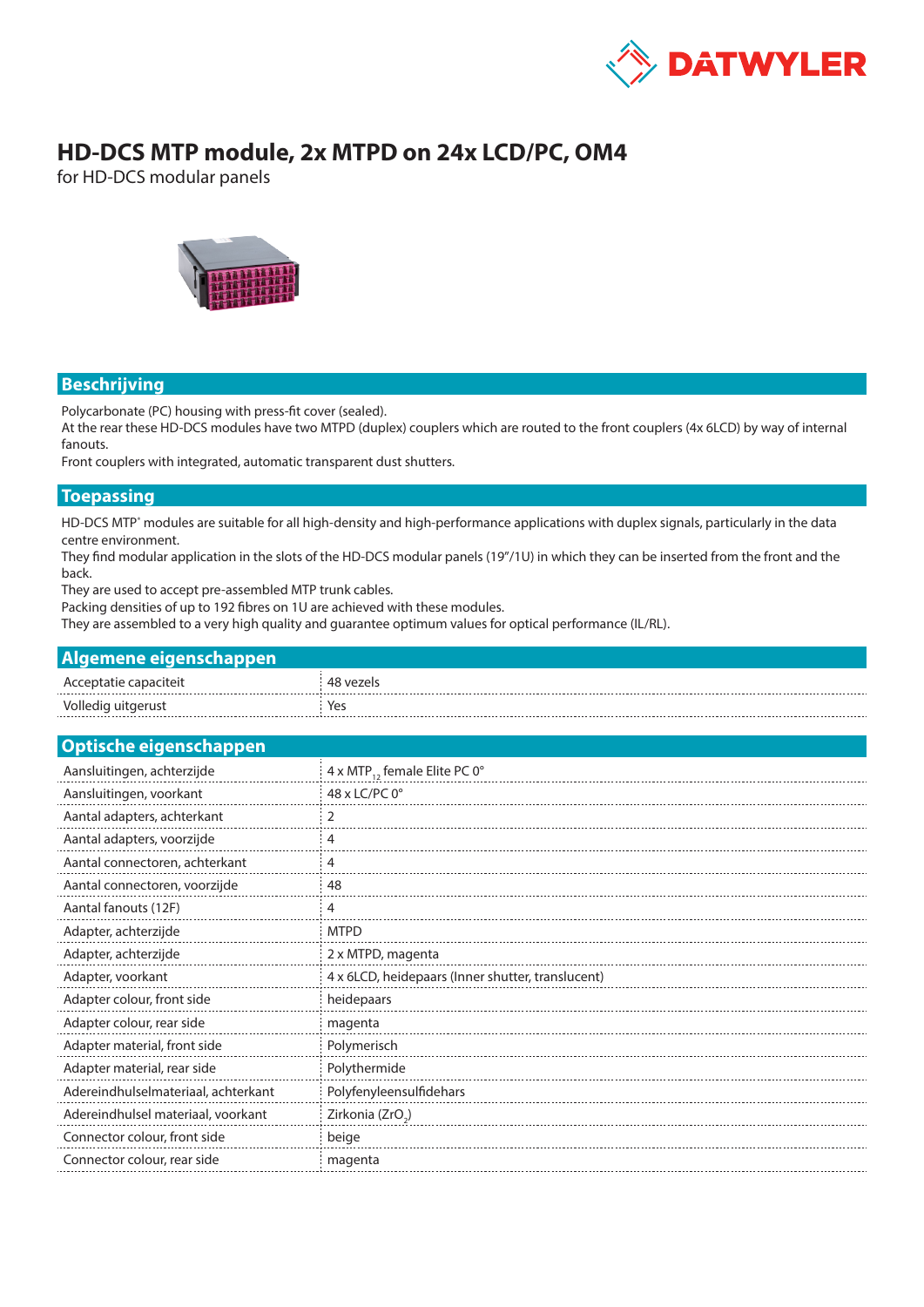# HD-DCS MTP module, 2x MTPD on 24x LCD/PC, OM4

for HD-DCS modular panels

## Beschrijving

Polycarbonate (PC) housing with press-fit cover (sealed).
At the rear these HD-DCS modules have two MTPD (duplex) couplers which are routed to the front couplers (4x 6LCD) by way of internal fanouts.
Front couplers with integrated, automatic transparent dust shutters.

## Toepassing

HD-DCS MTP® modules are suitable for all high-density and high-performance applications with duplex signals, particularly in the data centre environment.
They find modular application in the slots of the HD-DCS modular panels (19"/1U) in which they can be inserted from the front and the back.
They are used to accept pre-assembled MTP trunk cables.
Packing densities of up to 192 fibres on 1U are achieved with these modules.
They are assembled to a very high quality and guarantee optimum values for optical performance (IL/RL).

## Algemene eigenschappen

| | |
|---|---|
| Acceptatie capaciteit | 48 vezels |
| Volledig uitgerust | Yes |

## Optische eigenschappen

| | |
|---|---|
| Aansluitingen, achterzijde | 4 x $MTP_{12}$ female Elite PC 0° |
| Aansluitingen, voorkant | 48 x LC/PC 0° |
| Aantal adapters, achterkant | 2 |
| Aantal adapters, voorzijde | 4 |
| Aantal connectoren, achterkant | 4 |
| Aantal connectoren, voorzijde | 48 |
| Aantal fanouts (12F) | 4 |
| Adapter, achterzijde | MTPD |
| Adapter, achterzijde | 2 x MTPD, magenta |
| Adapter, voorkant | 4 x 6LCD, heidepaars (Inner shutter, translucent) |
| Adapter colour, front side | heidepaars |
| Adapter colour, rear side | magenta |
| Adapter material, front side | Polymerisch |
| Adapter material, rear side | Polythermide |
| Adereindhulselmateriaal, achterkant | Polyfenyleensulfidehars |
| Adereindhulsel materiaal, voorkant | Zirkonia ($ZrO_2$) |
| Connector colour, front side | beige |
| Connector colour, rear side | magenta |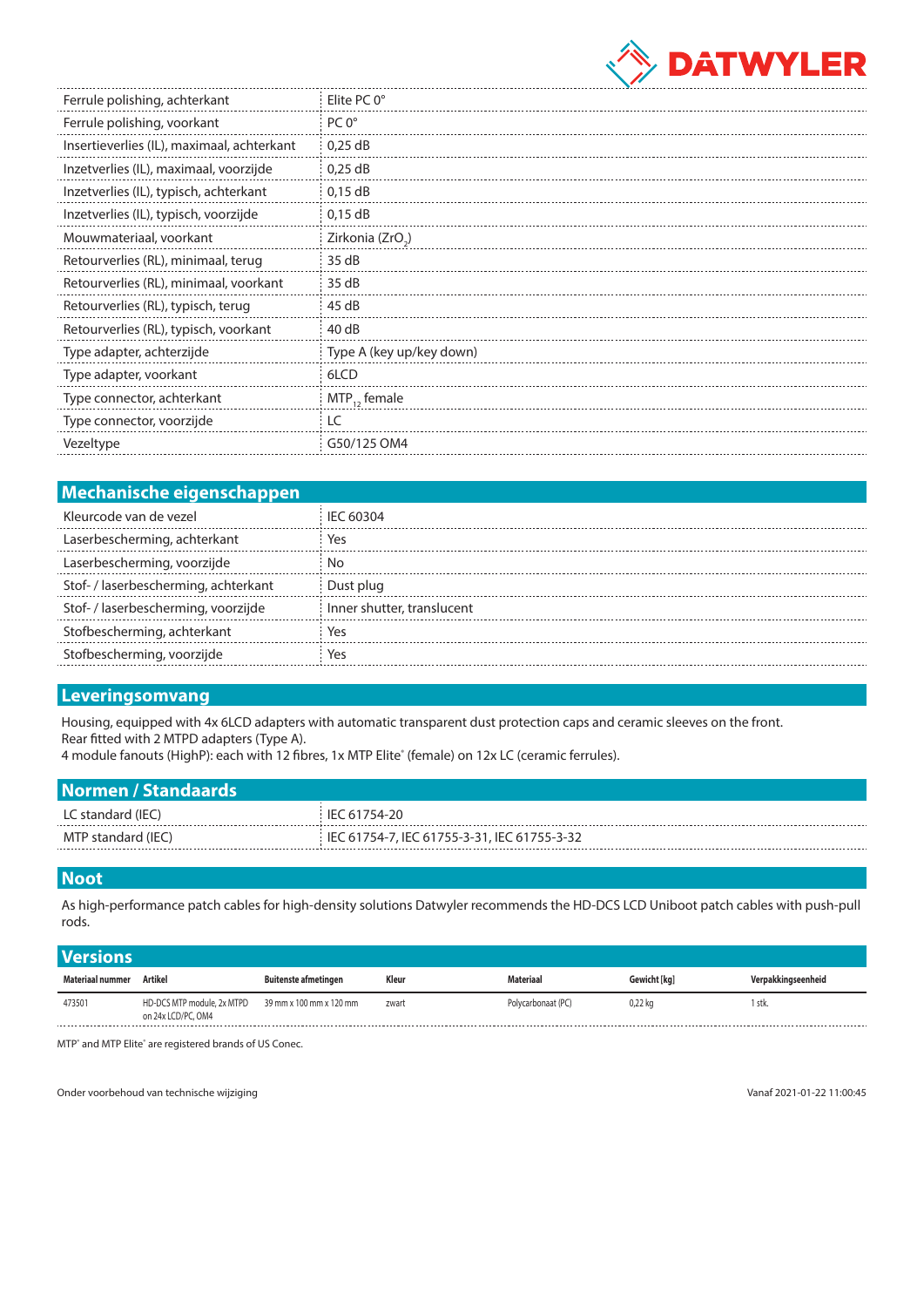| | |
|---|---|
| Ferrule polishing, achterkant | Elite PC 0° |
| Ferrule polishing, voorkant | PC 0° |
| Insertieverlies (IL), maximaal, achterkant | 0,25 dB |
| Inzetverlies (IL), maximaal, voorzijde | 0,25 dB |
| Inzetverlies (IL), typisch, achterkant | 0,15 dB |
| Inzetverlies (IL), typisch, voorzijde | 0,15 dB |
| Mouwmateriaal, voorkant | Zirkonia ($ZrO_2$) |
| Retourverlies (RL), minimaal, terug | 35 dB |
| Retourverlies (RL), minimaal, voorkant | 35 dB |
| Retourverlies (RL), typisch, terug | 45 dB |
| Retourverlies (RL), typisch, voorkant | 40 dB |
| Type adapter, achterzijde | Type A (key up/key down) |
| Type adapter, voorkant | 6LCD |
| Type connector, achterkant | $MTP_{12}$ female |
| Type connector, voorzijde | LC |
| Vezeltype | G50/125 OM4 |

## Mechanische eigenschappen

| | |
|---|---|
| Kleurcode van de vezel | IEC 60304 |
| Laserbescherming, achterkant | Yes |
| Laserbescherming, voorzijde | No |
| Stof- / laserbescherming, achterkant | Dust plug |
| Stof- / laserbescherming, voorzijde | Inner shutter, translucent |
| Stofbescherming, achterkant | Yes |
| Stofbescherming, voorzijde | Yes |

## Leveringsomvang

Housing, equipped with 4x 6LCD adapters with automatic transparent dust protection caps and ceramic sleeves on the front.
Rear fitted with 2 MTPD adapters (Type A).
4 module fanouts (HighP): each with 12 fibres, 1x MTP Elite® (female) on 12x LC (ceramic ferrules).

## Normen / Standaards

| | |
|---|---|
| LC standard (IEC) | IEC 61754-20 |
| MTP standard (IEC) | IEC 61754-7, IEC 61755-3-31, IEC 61755-3-32 |

## Noot

As high-performance patch cables for high-density solutions Datwyler recommends the HD-DCS LCD Uniboot patch cables with push-pull rods.

## Versions

| Materiaal nummer | Artikel | Buitenste afmetingen | Kleur | Materiaal | Gewicht [kg] | Verpakkingseenheid |
|---|---|---|---|---|---|---|
| 473501 | HD-DCS MTP module, 2x MTPD on 24x LCD/PC, OM4 | 39 mm x 100 mm x 120 mm | zwart | Polycarbonaat (PC) | 0,22 kg | 1 stk. |

MTP® and MTP Elite® are registered brands of US Conec.

Onder voorbehoud van technische wijziging

Vanaf 2021-01-22 11:00:45